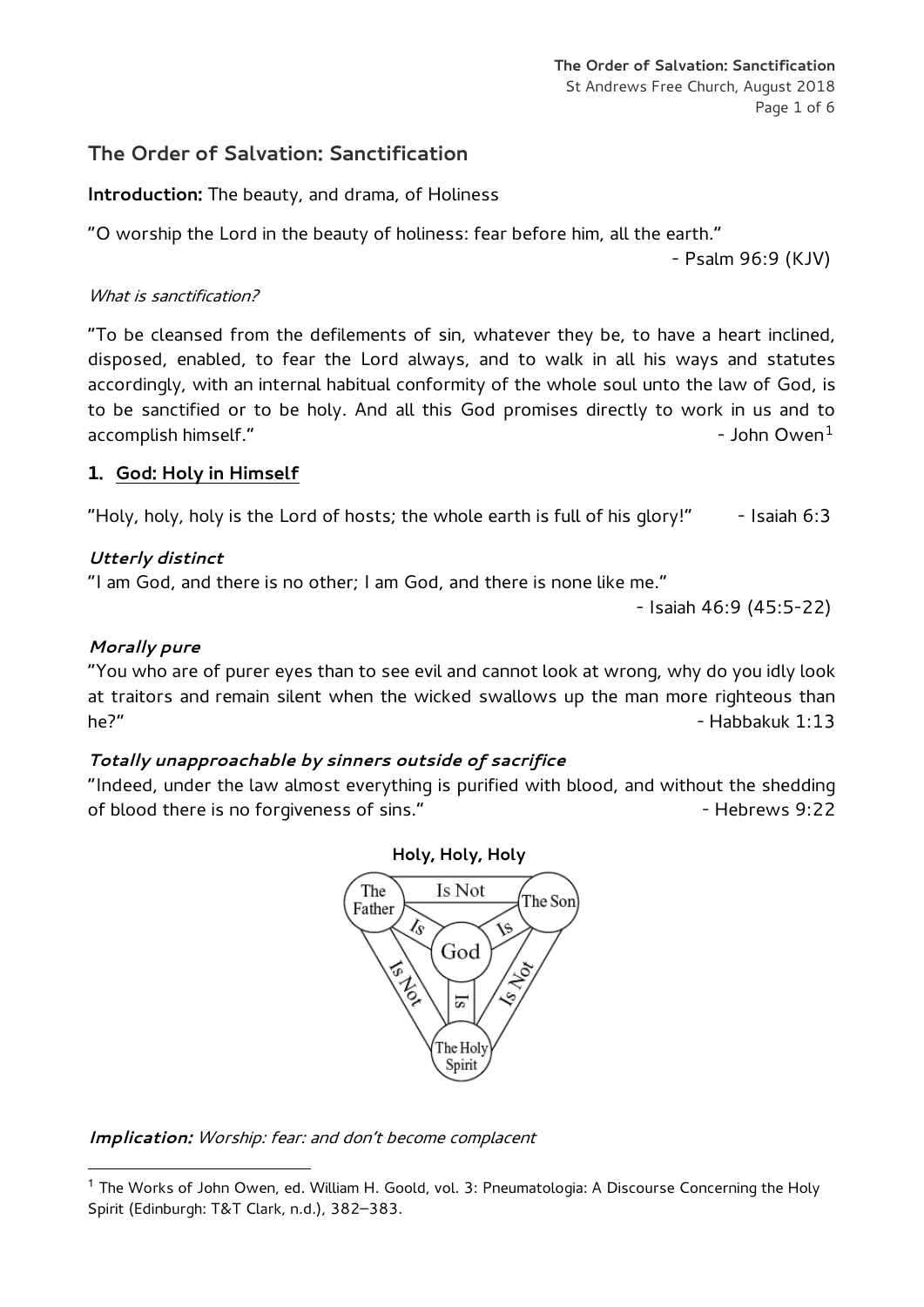# The Order of Salvation: Sanctification

**Introduction:** The beauty, and drama, of Holiness

"O worship the Lord in the beauty of holiness: fear before him, all the earth."

- Psalm 96:9 (KJV)

*What is sanctification?*

"To be cleansed from the defilements of sin, whatever they be, to have a heart inclined, disposed, enabled, to fear the Lord always, and to walk in all his ways and statutes accordingly, with an internal habitual conformity of the whole soul unto the law of God, is to be sanctified or to be holy. And all this God promises directly to work in us and to accomplish himself." - John Owen[1]

## 1. God: Holy in Himself

"Holy, holy, holy is the Lord of hosts; the whole earth is full of his glory!" - Isaiah 6:3

***Utterly distinct***

"I am God, and there is no other; I am God, and there is none like me."

- Isaiah 46:9 (45:5-22)

***Morally pure***

"You who are of purer eyes than to see evil and cannot look at wrong, why do you idly look at traitors and remain silent when the wicked swallows up the man more righteous than he?" - Habbakuk 1:13

***Totally unapproachable by sinners outside of sacrifice***

"Indeed, under the law almost everything is purified with blood, and without the shedding of blood there is no forgiveness of sins." - Hebrews 9:22

**Holy, Holy, Holy**

***Implication:*** *Worship: fear: and don't become complacent*

---

[1] The Works of John Owen, ed. William H. Goold, vol. 3: Pneumatologia: A Discourse Concerning the Holy Spirit (Edinburgh: T&T Clark, n.d.), 382–383.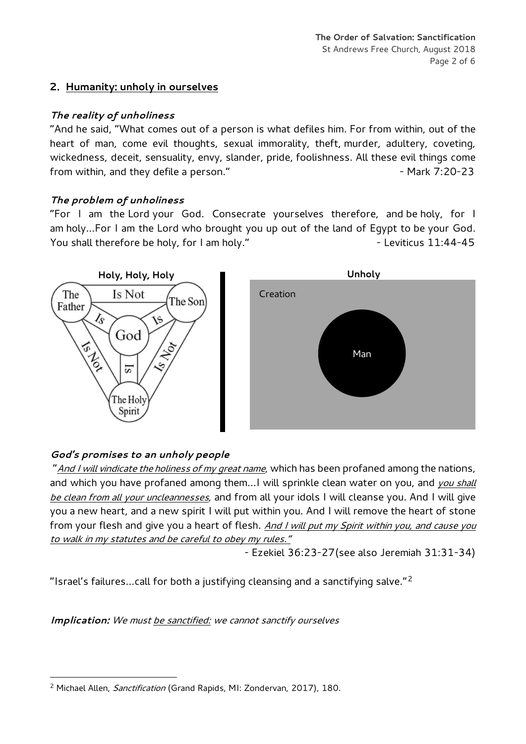## 2. Humanity: unholy in ourselves

***The reality of unholiness***

"And he said, "What comes out of a person is what defiles him. For from within, out of the heart of man, come evil thoughts, sexual immorality, theft, murder, adultery, coveting, wickedness, deceit, sensuality, envy, slander, pride, foolishness. All these evil things come from within, and they defile a person." - Mark 7:20-23

***The problem of unholiness***

"For I am the Lord your God. Consecrate yourselves therefore, and be holy, for I am holy…For I am the Lord who brought you up out of the land of Egypt to be your God. You shall therefore be holy, for I am holy." - Leviticus 11:44-45

**Holy, Holy, Holy**

The Father — Is Not — The Son
The Father — Is — God
The Son — Is — God
The Holy Spirit — Is — God
The Father — Is Not — The Holy Spirit
The Son — Is Not — The Holy Spirit

**Unholy**

Creation

Man

***God's promises to an unholy people***

"*And I will vindicate the holiness of my great name*, which has been profaned among the nations, and which you have profaned among them…I will sprinkle clean water on you, and *you shall be clean from all your uncleannesses*, and from all your idols I will cleanse you. And I will give you a new heart, and a new spirit I will put within you. And I will remove the heart of stone from your flesh and give you a heart of flesh. *And I will put my Spirit within you, and cause you to walk in my statutes and be careful to obey my rules."*

- Ezekiel 36:23-27(see also Jeremiah 31:31-34)

"Israel's failures…call for both a justifying cleansing and a sanctifying salve."[2]

***Implication:*** *We must be sanctified: we cannot sanctify ourselves*

[2] Michael Allen, *Sanctification* (Grand Rapids, MI: Zondervan, 2017), 180.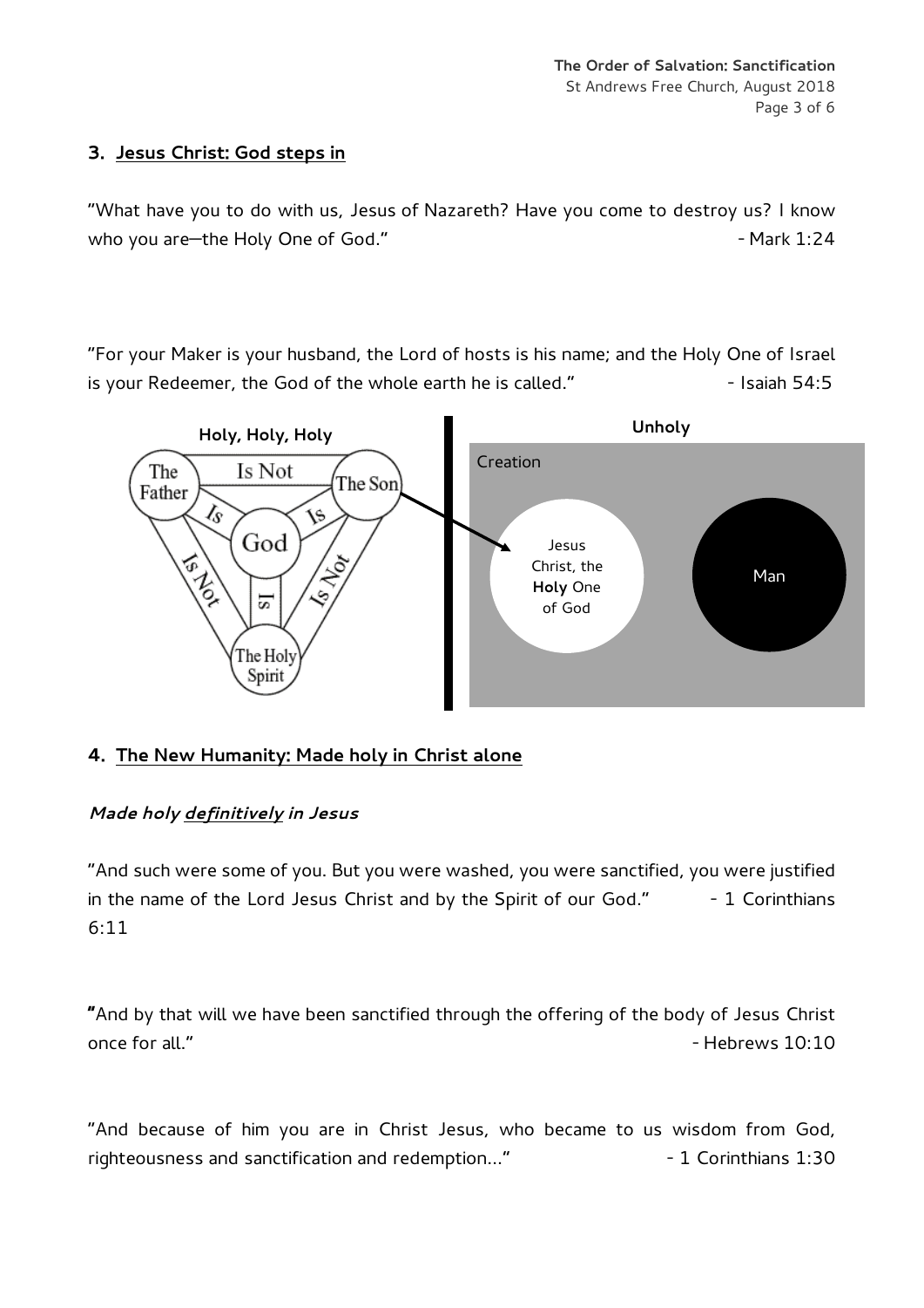## 3. Jesus Christ: God steps in

"What have you to do with us, Jesus of Nazareth? Have you come to destroy us? I know who you are—the Holy One of God." - Mark 1:24

"For your Maker is your husband, the Lord of hosts is his name; and the Holy One of Israel is your Redeemer, the God of the whole earth he is called." - Isaiah 54:5

## 4. The New Humanity: Made holy in Christ alone

### *Made holy **definitively** in Jesus*

"And such were some of you. But you were washed, you were sanctified, you were justified in the name of the Lord Jesus Christ and by the Spirit of our God." - 1 Corinthians 6:11

"And by that will we have been sanctified through the offering of the body of Jesus Christ once for all." - Hebrews 10:10

"And because of him you are in Christ Jesus, who became to us wisdom from God, righteousness and sanctification and redemption..." - 1 Corinthians 1:30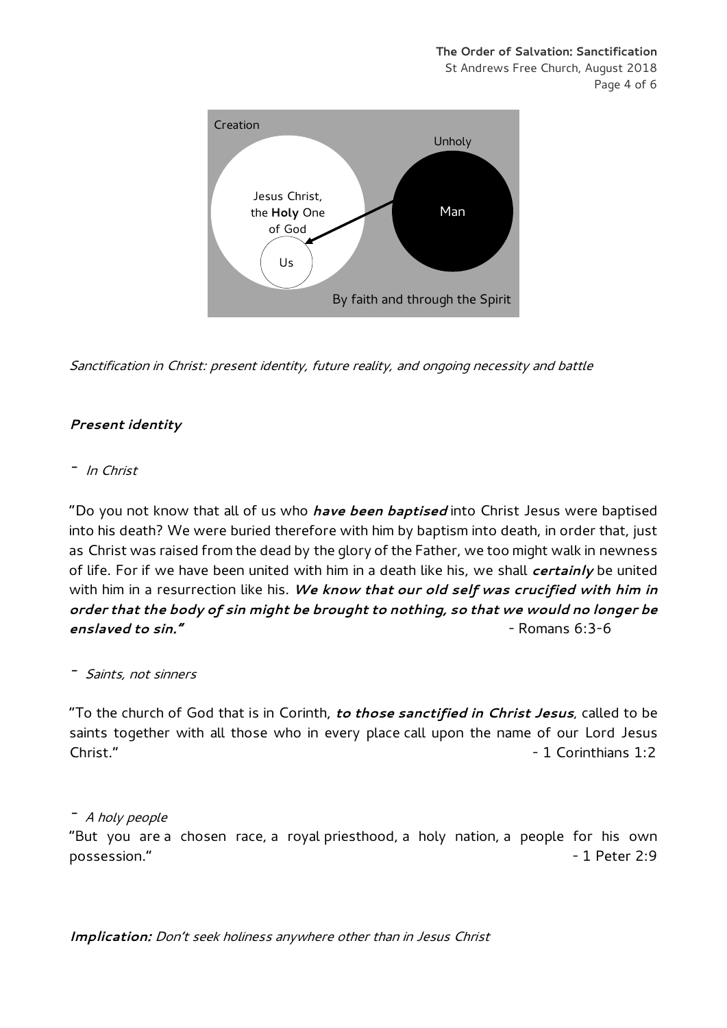Creation

Unholy

Jesus Christ, the **Holy** One of God

Man

Us

By faith and through the Spirit

*Sanctification in Christ: present identity, future reality, and ongoing necessity and battle*

***Present identity***

- *In Christ*

"Do you not know that all of us who ***have been baptised*** into Christ Jesus were baptised into his death? We were buried therefore with him by baptism into death, in order that, just as Christ was raised from the dead by the glory of the Father, we too might walk in newness of life. For if we have been united with him in a death like his, we shall ***certainly*** be united with him in a resurrection like his. ***We know that our old self was crucified with him in order that the body of sin might be brought to nothing, so that we would no longer be enslaved to sin."*** - Romans 6:3-6

- *Saints, not sinners*

"To the church of God that is in Corinth, ***to those sanctified in Christ Jesus***, called to be saints together with all those who in every place call upon the name of our Lord Jesus Christ." - 1 Corinthians 1:2

- *A holy people*

"But you are a chosen race, a royal priesthood, a holy nation, a people for his own possession." - 1 Peter 2:9

***Implication:*** *Don't seek holiness anywhere other than in Jesus Christ*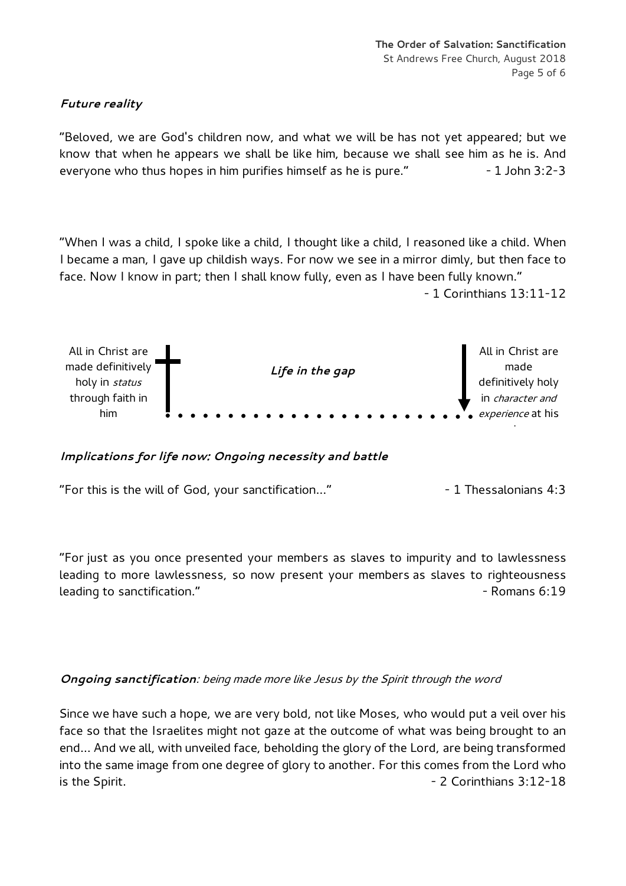***Future reality***

"Beloved, we are God's children now, and what we will be has not yet appeared; but we know that when he appears we shall be like him, because we shall see him as he is. And everyone who thus hopes in him purifies himself as he is pure." - 1 John 3:2-3

"When I was a child, I spoke like a child, I thought like a child, I reasoned like a child. When I became a man, I gave up childish ways. For now we see in a mirror dimly, but then face to face. Now I know in part; then I shall know fully, even as I have been fully known."
- 1 Corinthians 13:11-12

All in Christ are made definitively holy in *status* through faith in him

***Life in the gap***

All in Christ are made definitively holy in *character and experience* at his

***Implications for life now: Ongoing necessity and battle***

"For this is the will of God, your sanctification…" - 1 Thessalonians 4:3

"For just as you once presented your members as slaves to impurity and to lawlessness leading to more lawlessness, so now present your members as slaves to righteousness leading to sanctification." - Romans 6:19

***Ongoing sanctification***: *being made more like Jesus by the Spirit through the word*

Since we have such a hope, we are very bold, not like Moses, who would put a veil over his face so that the Israelites might not gaze at the outcome of what was being brought to an end… And we all, with unveiled face, beholding the glory of the Lord, are being transformed into the same image from one degree of glory to another. For this comes from the Lord who is the Spirit. - 2 Corinthians 3:12-18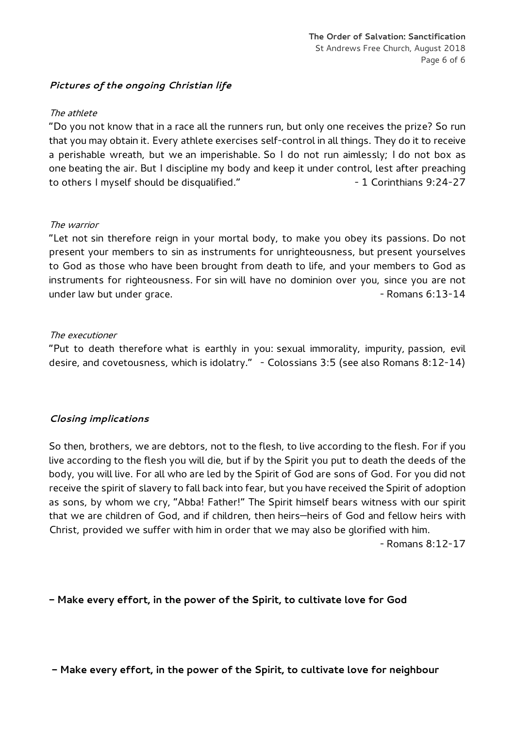### *Pictures of the ongoing Christian life*

*The athlete*

"Do you not know that in a race all the runners run, but only one receives the prize? So run that you may obtain it. Every athlete exercises self-control in all things. They do it to receive a perishable wreath, but we an imperishable. So I do not run aimlessly; I do not box as one beating the air. But I discipline my body and keep it under control, lest after preaching to others I myself should be disqualified." - 1 Corinthians 9:24-27

*The warrior*

"Let not sin therefore reign in your mortal body, to make you obey its passions. Do not present your members to sin as instruments for unrighteousness, but present yourselves to God as those who have been brought from death to life, and your members to God as instruments for righteousness. For sin will have no dominion over you, since you are not under law but under grace. - Romans 6:13-14

*The executioner*

"Put to death therefore what is earthly in you: sexual immorality, impurity, passion, evil desire, and covetousness, which is idolatry." - Colossians 3:5 (see also Romans 8:12-14)

### *Closing implications*

So then, brothers, we are debtors, not to the flesh, to live according to the flesh. For if you live according to the flesh you will die, but if by the Spirit you put to death the deeds of the body, you will live. For all who are led by the Spirit of God are sons of God. For you did not receive the spirit of slavery to fall back into fear, but you have received the Spirit of adoption as sons, by whom we cry, "Abba! Father!" The Spirit himself bears witness with our spirit that we are children of God, and if children, then heirs—heirs of God and fellow heirs with Christ, provided we suffer with him in order that we may also be glorified with him.

- Romans 8:12-17

**– Make every effort, in the power of the Spirit, to cultivate love for God**

**– Make every effort, in the power of the Spirit, to cultivate love for neighbour**